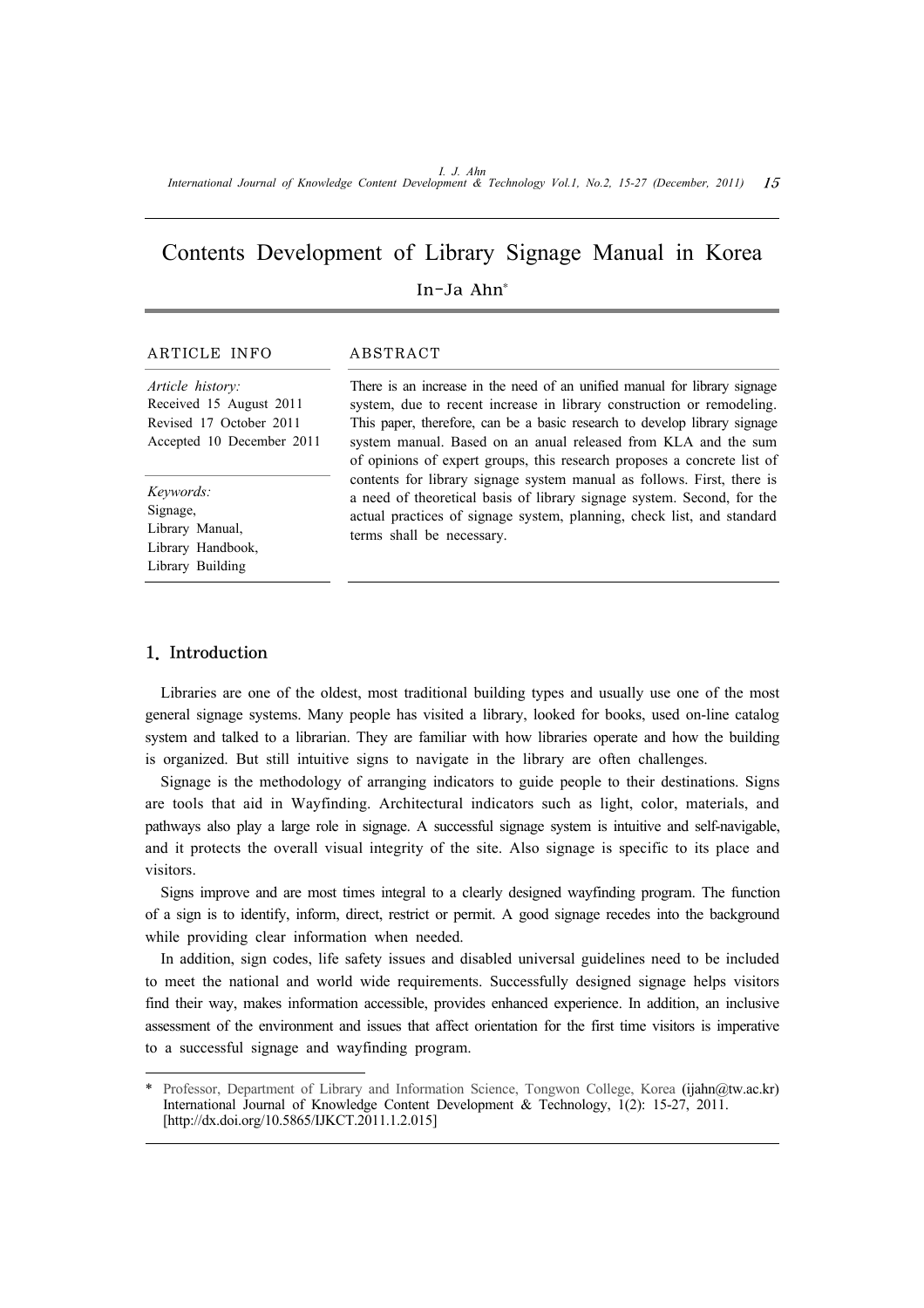# Contents Development of Library Signage Manual in Korea

In-Ja Ahn*

ARTICLE INFO

*Article history:*
Received 15 August 2011
Revised 17 October 2011
Accepted 10 December 2011

*Keywords:*
Signage,
Library Manual,
Library Handbook,
Library Building

ABSTRACT

There is an increase in the need of an unified manual for library signage system, due to recent increase in library construction or remodeling. This paper, therefore, can be a basic research to develop library signage system manual. Based on an anual released from KLA and the sum of opinions of expert groups, this research proposes a concrete list of contents for library signage system manual as follows. First, there is a need of theoretical basis of library signage system. Second, for the actual practices of signage system, planning, check list, and standard terms shall be necessary.

## 1. Introduction

Libraries are one of the oldest, most traditional building types and usually use one of the most general signage systems. Many people has visited a library, looked for books, used on-line catalog system and talked to a librarian. They are familiar with how libraries operate and how the building is organized. But still intuitive signs to navigate in the library are often challenges.

Signage is the methodology of arranging indicators to guide people to their destinations. Signs are tools that aid in Wayfinding. Architectural indicators such as light, color, materials, and pathways also play a large role in signage. A successful signage system is intuitive and self-navigable, and it protects the overall visual integrity of the site. Also signage is specific to its place and visitors.

Signs improve and are most times integral to a clearly designed wayfinding program. The function of a sign is to identify, inform, direct, restrict or permit. A good signage recedes into the background while providing clear information when needed.

In addition, sign codes, life safety issues and disabled universal guidelines need to be included to meet the national and world wide requirements. Successfully designed signage helps visitors find their way, makes information accessible, provides enhanced experience. In addition, an inclusive assessment of the environment and issues that affect orientation for the first time visitors is imperative to a successful signage and wayfinding program.

---

\* Professor, Department of Library and Information Science, Tongwon College, Korea (ijahn@tw.ac.kr)
International Journal of Knowledge Content Development & Technology, 1(2): 15-27, 2011.
[http://dx.doi.org/10.5865/IJKCT.2011.1.2.015]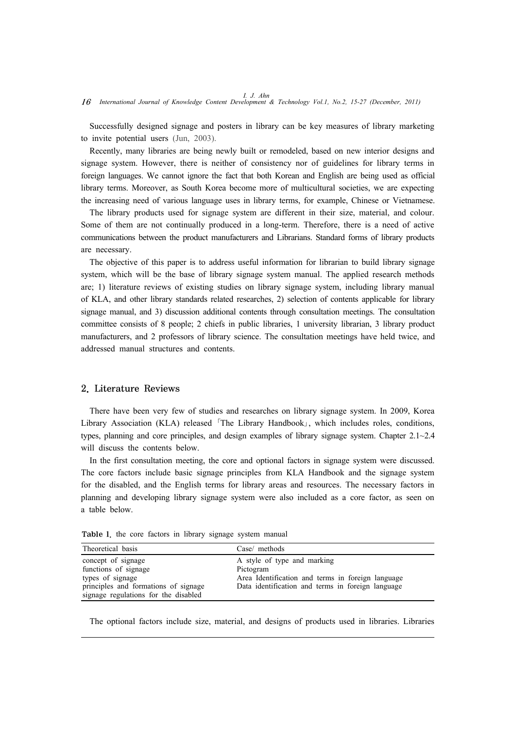Successfully designed signage and posters in library can be key measures of library marketing to invite potential users (Jun, 2003).

Recently, many libraries are being newly built or remodeled, based on new interior designs and signage system. However, there is neither of consistency nor of guidelines for library terms in foreign languages. We cannot ignore the fact that both Korean and English are being used as official library terms. Moreover, as South Korea become more of multicultural societies, we are expecting the increasing need of various language uses in library terms, for example, Chinese or Vietnamese.

The library products used for signage system are different in their size, material, and colour. Some of them are not continually produced in a long-term. Therefore, there is a need of active communications between the product manufacturers and Librarians. Standard forms of library products are necessary.

The objective of this paper is to address useful information for librarian to build library signage system, which will be the base of library signage system manual. The applied research methods are; 1) literature reviews of existing studies on library signage system, including library manual of KLA, and other library standards related researches, 2) selection of contents applicable for library signage manual, and 3) discussion additional contents through consultation meetings. The consultation committee consists of 8 people; 2 chiefs in public libraries, 1 university librarian, 3 library product manufacturers, and 2 professors of library science. The consultation meetings have held twice, and addressed manual structures and contents.

## 2. Literature Reviews

There have been very few of studies and researches on library signage system. In 2009, Korea Library Association (KLA) released 「The Library Handbook」, which includes roles, conditions, types, planning and core principles, and design examples of library signage system. Chapter 2.1~2.4 will discuss the contents below.

In the first consultation meeting, the core and optional factors in signage system were discussed. The core factors include basic signage principles from KLA Handbook and the signage system for the disabled, and the English terms for library areas and resources. The necessary factors in planning and developing library signage system were also included as a core factor, as seen on a table below.

**Table 1.** the core factors in library signage system manual

| Theoretical basis | Case/ methods |
| --- | --- |
| concept of signage | A style of type and marking |
| functions of signage | Pictogram |
| types of signage | Area Identification and terms in foreign language |
| principles and formations of signage | Data identification and terms in foreign language |
| signage regulations for the disabled | |

The optional factors include size, material, and designs of products used in libraries. Libraries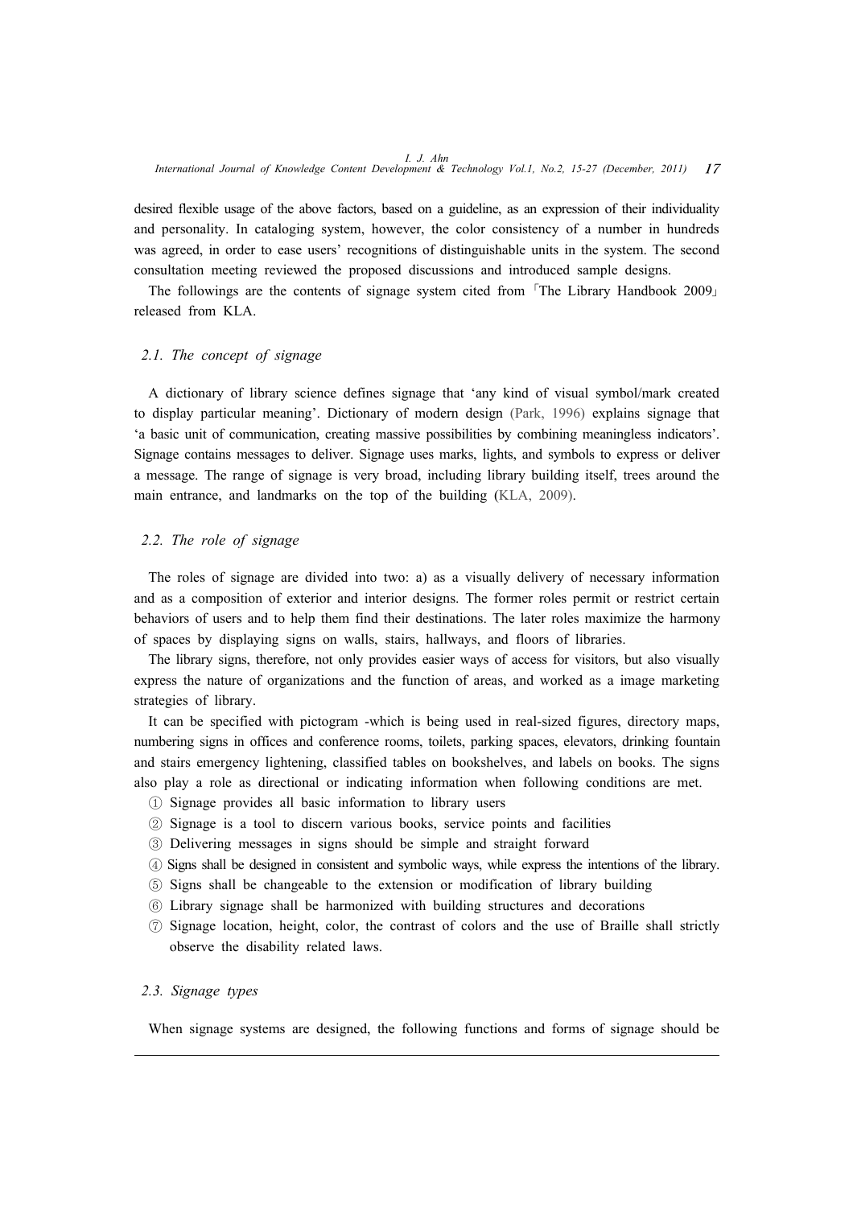desired flexible usage of the above factors, based on a guideline, as an expression of their individuality and personality. In cataloging system, however, the color consistency of a number in hundreds was agreed, in order to ease users' recognitions of distinguishable units in the system. The second consultation meeting reviewed the proposed discussions and introduced sample designs.

The followings are the contents of signage system cited from 「The Library Handbook 2009」 released from KLA.

### 2.1. The concept of signage

A dictionary of library science defines signage that 'any kind of visual symbol/mark created to display particular meaning'. Dictionary of modern design (Park, 1996) explains signage that 'a basic unit of communication, creating massive possibilities by combining meaningless indicators'. Signage contains messages to deliver. Signage uses marks, lights, and symbols to express or deliver a message. The range of signage is very broad, including library building itself, trees around the main entrance, and landmarks on the top of the building (KLA, 2009).

### 2.2. The role of signage

The roles of signage are divided into two: a) as a visually delivery of necessary information and as a composition of exterior and interior designs. The former roles permit or restrict certain behaviors of users and to help them find their destinations. The later roles maximize the harmony of spaces by displaying signs on walls, stairs, hallways, and floors of libraries.

The library signs, therefore, not only provides easier ways of access for visitors, but also visually express the nature of organizations and the function of areas, and worked as a image marketing strategies of library.

It can be specified with pictogram -which is being used in real-sized figures, directory maps, numbering signs in offices and conference rooms, toilets, parking spaces, elevators, drinking fountain and stairs emergency lightening, classified tables on bookshelves, and labels on books. The signs also play a role as directional or indicating information when following conditions are met.

① Signage provides all basic information to library users
② Signage is a tool to discern various books, service points and facilities
③ Delivering messages in signs should be simple and straight forward
④ Signs shall be designed in consistent and symbolic ways, while express the intentions of the library.
⑤ Signs shall be changeable to the extension or modification of library building
⑥ Library signage shall be harmonized with building structures and decorations
⑦ Signage location, height, color, the contrast of colors and the use of Braille shall strictly observe the disability related laws.

### 2.3. Signage types

When signage systems are designed, the following functions and forms of signage should be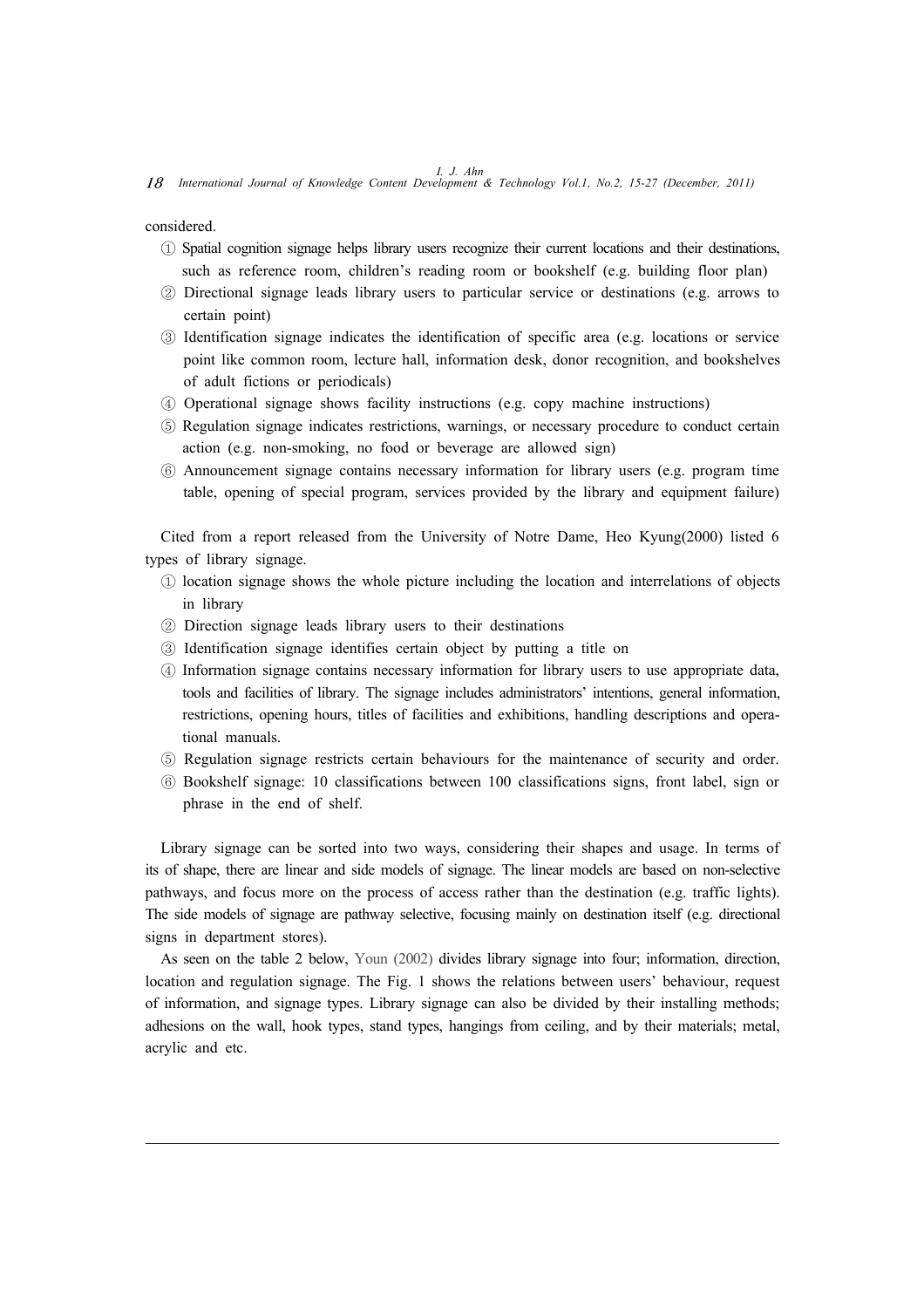considered.

① Spatial cognition signage helps library users recognize their current locations and their destinations, such as reference room, children's reading room or bookshelf (e.g. building floor plan)
② Directional signage leads library users to particular service or destinations (e.g. arrows to certain point)
③ Identification signage indicates the identification of specific area (e.g. locations or service point like common room, lecture hall, information desk, donor recognition, and bookshelves of adult fictions or periodicals)
④ Operational signage shows facility instructions (e.g. copy machine instructions)
⑤ Regulation signage indicates restrictions, warnings, or necessary procedure to conduct certain action (e.g. non-smoking, no food or beverage are allowed sign)
⑥ Announcement signage contains necessary information for library users (e.g. program time table, opening of special program, services provided by the library and equipment failure)

Cited from a report released from the University of Notre Dame, Heo Kyung(2000) listed 6 types of library signage.

① location signage shows the whole picture including the location and interrelations of objects in library
② Direction signage leads library users to their destinations
③ Identification signage identifies certain object by putting a title on
④ Information signage contains necessary information for library users to use appropriate data, tools and facilities of library. The signage includes administrators' intentions, general information, restrictions, opening hours, titles of facilities and exhibitions, handling descriptions and operational manuals.
⑤ Regulation signage restricts certain behaviours for the maintenance of security and order.
⑥ Bookshelf signage: 10 classifications between 100 classifications signs, front label, sign or phrase in the end of shelf.

Library signage can be sorted into two ways, considering their shapes and usage. In terms of its of shape, there are linear and side models of signage. The linear models are based on non-selective pathways, and focus more on the process of access rather than the destination (e.g. traffic lights). The side models of signage are pathway selective, focusing mainly on destination itself (e.g. directional signs in department stores).

As seen on the table 2 below, Youn (2002) divides library signage into four; information, direction, location and regulation signage. The Fig. 1 shows the relations between users' behaviour, request of information, and signage types. Library signage can also be divided by their installing methods; adhesions on the wall, hook types, stand types, hangings from ceiling, and by their materials; metal, acrylic and etc.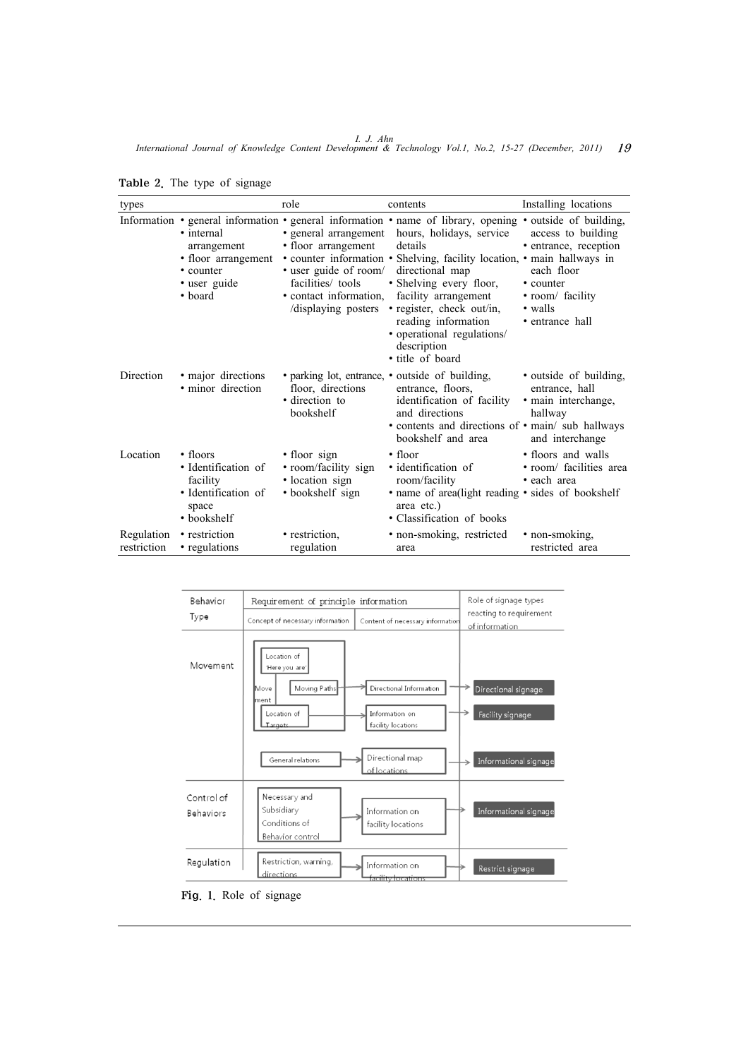**Table 2.** The type of signage

| types | role | contents | Installing locations |
|---|---|---|---|
| Information | • general information<br>• internal arrangement<br>• floor arrangement<br>• counter<br>• user guide<br>• board | • general information<br>• general arrangement<br>• floor arrangement<br>• counter information<br>• user guide of room/ facilities/ tools<br>• contact information, /displaying posters | • name of library, opening hours, holidays, service details<br>• Shelving, facility location, directional map<br>• Shelving every floor, facility arrangement<br>• register, check out/in, reading information<br>• operational regulations/ description<br>• title of board | • outside of building, access to building<br>• entrance, reception<br>• main hallways in each floor<br>• counter<br>• room/ facility<br>• walls<br>• entrance hall |
| Direction | • major directions<br>• minor direction | • parking lot, entrance, floor, directions<br>• direction to bookshelf | • outside of building, entrance, floors, identification of facility and directions<br>• contents and directions of bookshelf and area | • outside of building, entrance, hall<br>• main interchange, hallway<br>• main/ sub hallways and interchange |
| Location | • floors<br>• Identification of facility<br>• Identification of space<br>• bookshelf | • floor sign<br>• room/facility sign<br>• location sign<br>• bookshelf sign | • floor<br>• identification of room/facility<br>• name of area(light reading area etc.)<br>• Classification of books | • floors and walls<br>• room/ facilities area<br>• each area<br>• sides of bookshelf |
| Regulation restriction | • restriction<br>• regulations | • restriction, regulation | • non-smoking, restricted area | • non-smoking, restricted area |

| Behavior Type | Requirement of principle information: Concept of necessary information | Requirement of principle information: Content of necessary information | Role of signage types reacting to requirement of information |
|---|---|---|---|
| Movement | Movement: Location of 'Here you are', Moving Paths | Directional Information | Directional signage |
| | Movement: Location of Targets | Information on facility locations | Facility signage |
| | General relations | Directional map of locations | Informational signage |
| Control of Behaviors | Necessary and Subsidiary Conditions of Behavior control | Information on facility locations | Informational signage |
| Regulation | Restriction, warning, directions | Information on facility locations | Restrict signage |

**Fig. 1.** Role of signage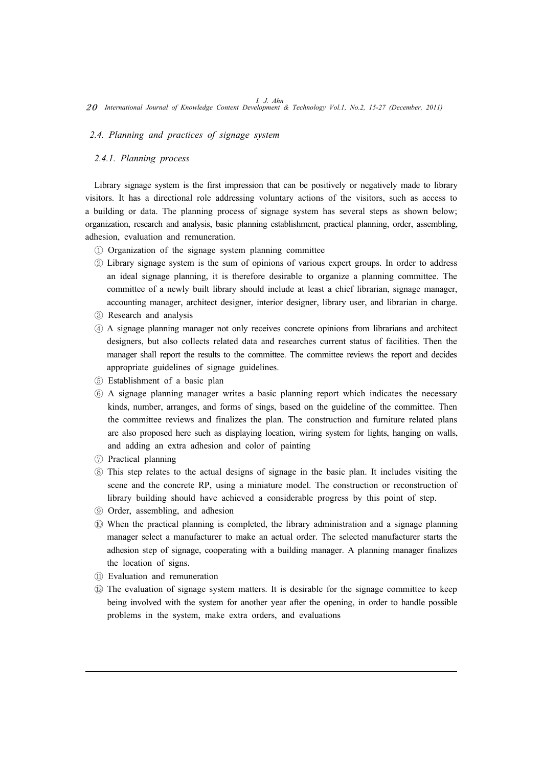### 2.4. Planning and practices of signage system

#### 2.4.1. Planning process

Library signage system is the first impression that can be positively or negatively made to library visitors. It has a directional role addressing voluntary actions of the visitors, such as access to a building or data. The planning process of signage system has several steps as shown below; organization, research and analysis, basic planning establishment, practical planning, order, assembling, adhesion, evaluation and remuneration.

① Organization of the signage system planning committee

② Library signage system is the sum of opinions of various expert groups. In order to address an ideal signage planning, it is therefore desirable to organize a planning committee. The committee of a newly built library should include at least a chief librarian, signage manager, accounting manager, architect designer, interior designer, library user, and librarian in charge.

③ Research and analysis

④ A signage planning manager not only receives concrete opinions from librarians and architect designers, but also collects related data and researches current status of facilities. Then the manager shall report the results to the committee. The committee reviews the report and decides appropriate guidelines of signage guidelines.

⑤ Establishment of a basic plan

⑥ A signage planning manager writes a basic planning report which indicates the necessary kinds, number, arranges, and forms of sings, based on the guideline of the committee. Then the committee reviews and finalizes the plan. The construction and furniture related plans are also proposed here such as displaying location, wiring system for lights, hanging on walls, and adding an extra adhesion and color of painting

⑦ Practical planning

⑧ This step relates to the actual designs of signage in the basic plan. It includes visiting the scene and the concrete RP, using a miniature model. The construction or reconstruction of library building should have achieved a considerable progress by this point of step.

⑨ Order, assembling, and adhesion

⑩ When the practical planning is completed, the library administration and a signage planning manager select a manufacturer to make an actual order. The selected manufacturer starts the adhesion step of signage, cooperating with a building manager. A planning manager finalizes the location of signs.

⑪ Evaluation and remuneration

⑫ The evaluation of signage system matters. It is desirable for the signage committee to keep being involved with the system for another year after the opening, in order to handle possible problems in the system, make extra orders, and evaluations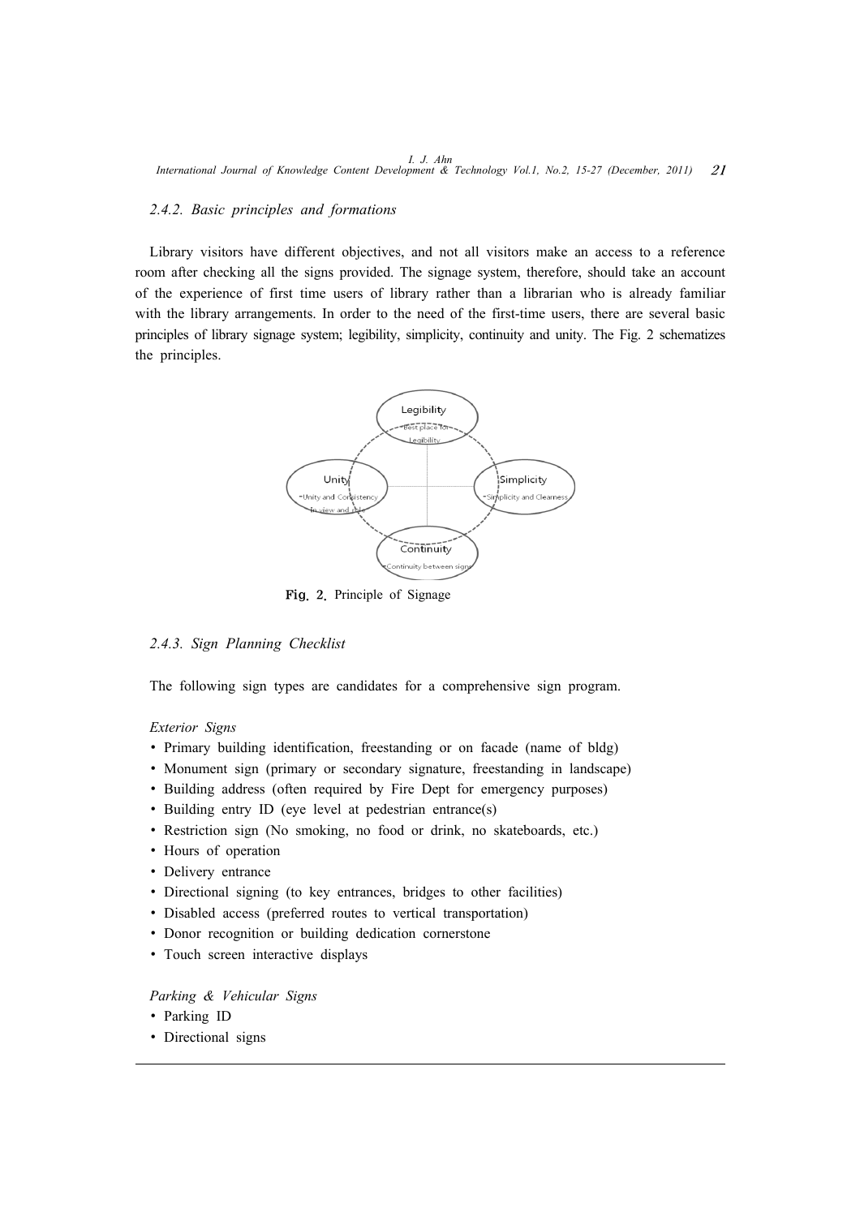### 2.4.2. Basic principles and formations

Library visitors have different objectives, and not all visitors make an access to a reference room after checking all the signs provided. The signage system, therefore, should take an account of the experience of first time users of library rather than a librarian who is already familiar with the library arrangements. In order to the need of the first-time users, there are several basic principles of library signage system; legibility, simplicity, continuity and unity. The Fig. 2 schematizes the principles.

Legibility
-Best place for Legibility

Unity
-Unity and Consistency in view and color

Simplicity
-Simplicity and Clearness

Continuity
-Continuity between signs

**Fig. 2.** Principle of Signage

### 2.4.3. Sign Planning Checklist

The following sign types are candidates for a comprehensive sign program.

*Exterior Signs*

- Primary building identification, freestanding or on facade (name of bldg)
- Monument sign (primary or secondary signature, freestanding in landscape)
- Building address (often required by Fire Dept for emergency purposes)
- Building entry ID (eye level at pedestrian entrance(s)
- Restriction sign (No smoking, no food or drink, no skateboards, etc.)
- Hours of operation
- Delivery entrance
- Directional signing (to key entrances, bridges to other facilities)
- Disabled access (preferred routes to vertical transportation)
- Donor recognition or building dedication cornerstone
- Touch screen interactive displays

*Parking & Vehicular Signs*

- Parking ID
- Directional signs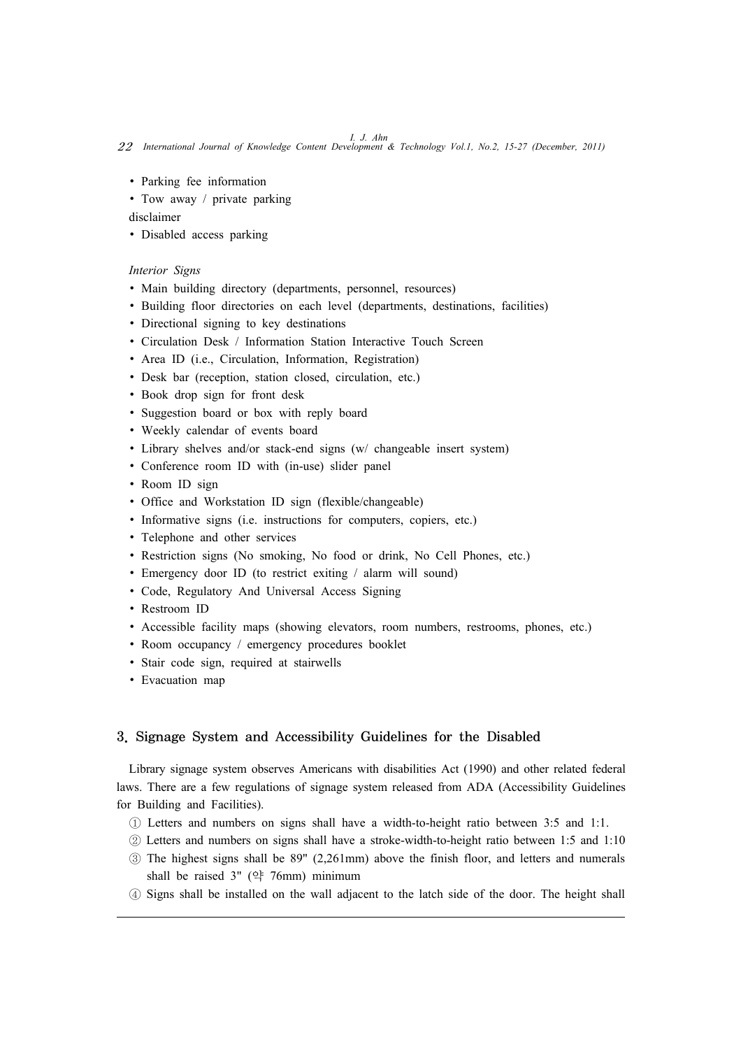- Parking fee information
- Tow away / private parking disclaimer
- Disabled access parking

*Interior Signs*

- Main building directory (departments, personnel, resources)
- Building floor directories on each level (departments, destinations, facilities)
- Directional signing to key destinations
- Circulation Desk / Information Station Interactive Touch Screen
- Area ID (i.e., Circulation, Information, Registration)
- Desk bar (reception, station closed, circulation, etc.)
- Book drop sign for front desk
- Suggestion board or box with reply board
- Weekly calendar of events board
- Library shelves and/or stack-end signs (w/ changeable insert system)
- Conference room ID with (in-use) slider panel
- Room ID sign
- Office and Workstation ID sign (flexible/changeable)
- Informative signs (i.e. instructions for computers, copiers, etc.)
- Telephone and other services
- Restriction signs (No smoking, No food or drink, No Cell Phones, etc.)
- Emergency door ID (to restrict exiting / alarm will sound)
- Code, Regulatory And Universal Access Signing
- Restroom ID
- Accessible facility maps (showing elevators, room numbers, restrooms, phones, etc.)
- Room occupancy / emergency procedures booklet
- Stair code sign, required at stairwells
- Evacuation map

## 3. Signage System and Accessibility Guidelines for the Disabled

Library signage system observes Americans with disabilities Act (1990) and other related federal laws. There are a few regulations of signage system released from ADA (Accessibility Guidelines for Building and Facilities).

① Letters and numbers on signs shall have a width-to-height ratio between 3:5 and 1:1.

② Letters and numbers on signs shall have a stroke-width-to-height ratio between 1:5 and 1:10

③ The highest signs shall be 89" (2,261mm) above the finish floor, and letters and numerals shall be raised 3" (약 76mm) minimum

④ Signs shall be installed on the wall adjacent to the latch side of the door. The height shall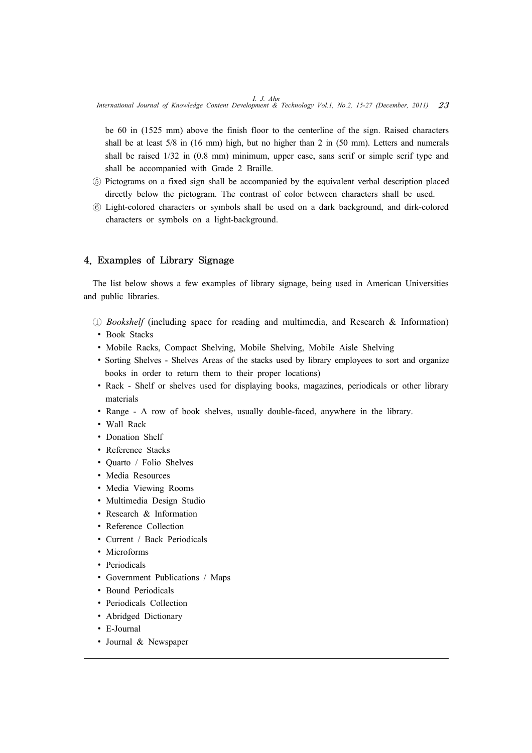be 60 in (1525 mm) above the finish floor to the centerline of the sign. Raised characters shall be at least 5/8 in (16 mm) high, but no higher than 2 in (50 mm). Letters and numerals shall be raised 1/32 in (0.8 mm) minimum, upper case, sans serif or simple serif type and shall be accompanied with Grade 2 Braille.

⑤ Pictograms on a fixed sign shall be accompanied by the equivalent verbal description placed directly below the pictogram. The contrast of color between characters shall be used.

⑥ Light-colored characters or symbols shall be used on a dark background, and dirk-colored characters or symbols on a light-background.

## 4. Examples of Library Signage

The list below shows a few examples of library signage, being used in American Universities and public libraries.

① *Bookshelf* (including space for reading and multimedia, and Research & Information)

- Book Stacks
- Mobile Racks, Compact Shelving, Mobile Shelving, Mobile Aisle Shelving
- Sorting Shelves - Shelves Areas of the stacks used by library employees to sort and organize books in order to return them to their proper locations)
- Rack - Shelf or shelves used for displaying books, magazines, periodicals or other library materials
- Range - A row of book shelves, usually double-faced, anywhere in the library.
- Wall Rack
- Donation Shelf
- Reference Stacks
- Quarto / Folio Shelves
- Media Resources
- Media Viewing Rooms
- Multimedia Design Studio
- Research & Information
- Reference Collection
- Current / Back Periodicals
- Microforms
- Periodicals
- Government Publications / Maps
- Bound Periodicals
- Periodicals Collection
- Abridged Dictionary
- E-Journal
- Journal & Newspaper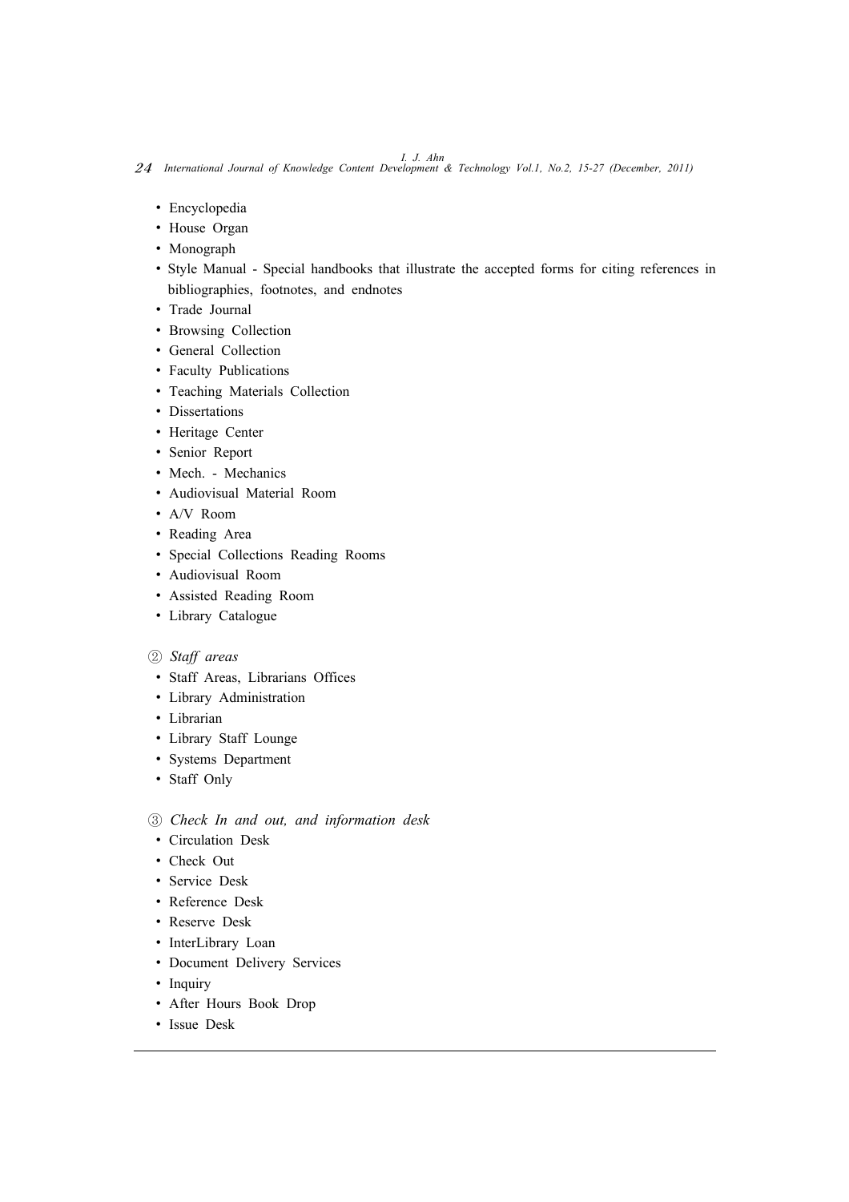- Encyclopedia
- House Organ
- Monograph
- Style Manual - Special handbooks that illustrate the accepted forms for citing references in bibliographies, footnotes, and endnotes
- Trade Journal
- Browsing Collection
- General Collection
- Faculty Publications
- Teaching Materials Collection
- Dissertations
- Heritage Center
- Senior Report
- Mech. - Mechanics
- Audiovisual Material Room
- A/V Room
- Reading Area
- Special Collections Reading Rooms
- Audiovisual Room
- Assisted Reading Room
- Library Catalogue

② *Staff areas*

- Staff Areas, Librarians Offices
- Library Administration
- Librarian
- Library Staff Lounge
- Systems Department
- Staff Only

③ *Check In and out, and information desk*

- Circulation Desk
- Check Out
- Service Desk
- Reference Desk
- Reserve Desk
- InterLibrary Loan
- Document Delivery Services
- Inquiry
- After Hours Book Drop
- Issue Desk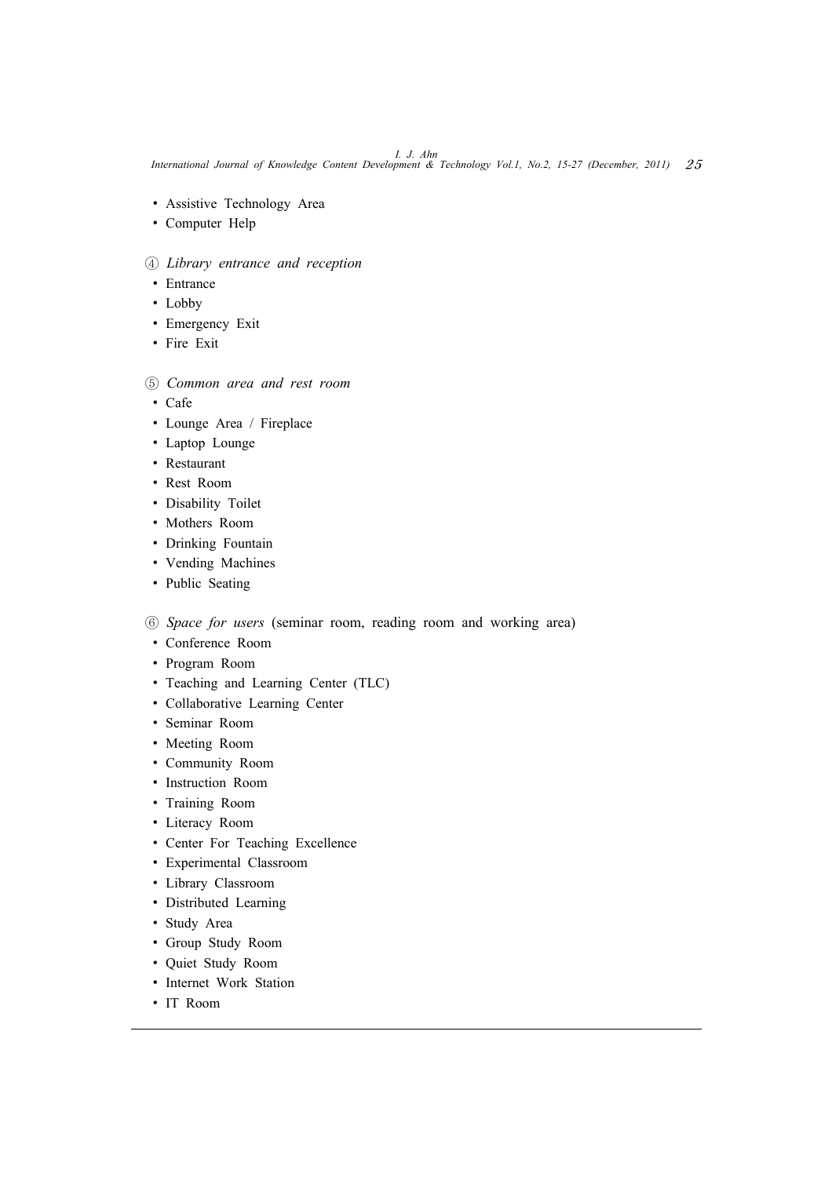- Assistive Technology Area
- Computer Help

④ *Library entrance and reception*

- Entrance
- Lobby
- Emergency Exit
- Fire Exit

⑤ *Common area and rest room*

- Cafe
- Lounge Area / Fireplace
- Laptop Lounge
- Restaurant
- Rest Room
- Disability Toilet
- Mothers Room
- Drinking Fountain
- Vending Machines
- Public Seating

⑥ *Space for users* (seminar room, reading room and working area)

- Conference Room
- Program Room
- Teaching and Learning Center (TLC)
- Collaborative Learning Center
- Seminar Room
- Meeting Room
- Community Room
- Instruction Room
- Training Room
- Literacy Room
- Center For Teaching Excellence
- Experimental Classroom
- Library Classroom
- Distributed Learning
- Study Area
- Group Study Room
- Quiet Study Room
- Internet Work Station
- IT Room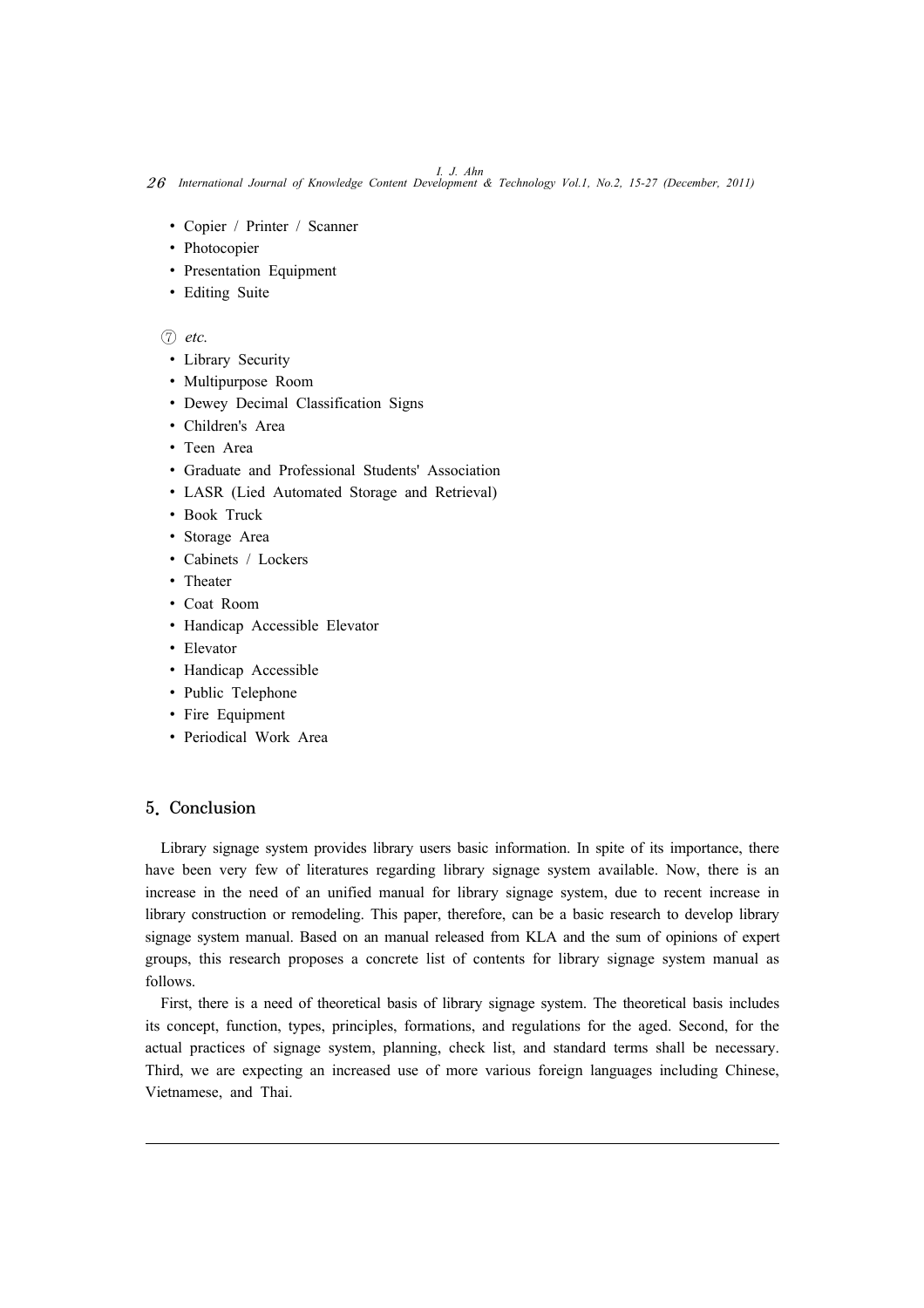- Copier / Printer / Scanner
- Photocopier
- Presentation Equipment
- Editing Suite

⑦ *etc.*

- Library Security
- Multipurpose Room
- Dewey Decimal Classification Signs
- Children's Area
- Teen Area
- Graduate and Professional Students' Association
- LASR (Lied Automated Storage and Retrieval)
- Book Truck
- Storage Area
- Cabinets / Lockers
- Theater
- Coat Room
- Handicap Accessible Elevator
- Elevator
- Handicap Accessible
- Public Telephone
- Fire Equipment
- Periodical Work Area

## 5. Conclusion

Library signage system provides library users basic information. In spite of its importance, there have been very few of literatures regarding library signage system available. Now, there is an increase in the need of an unified manual for library signage system, due to recent increase in library construction or remodeling. This paper, therefore, can be a basic research to develop library signage system manual. Based on an manual released from KLA and the sum of opinions of expert groups, this research proposes a concrete list of contents for library signage system manual as follows.

First, there is a need of theoretical basis of library signage system. The theoretical basis includes its concept, function, types, principles, formations, and regulations for the aged. Second, for the actual practices of signage system, planning, check list, and standard terms shall be necessary. Third, we are expecting an increased use of more various foreign languages including Chinese, Vietnamese, and Thai.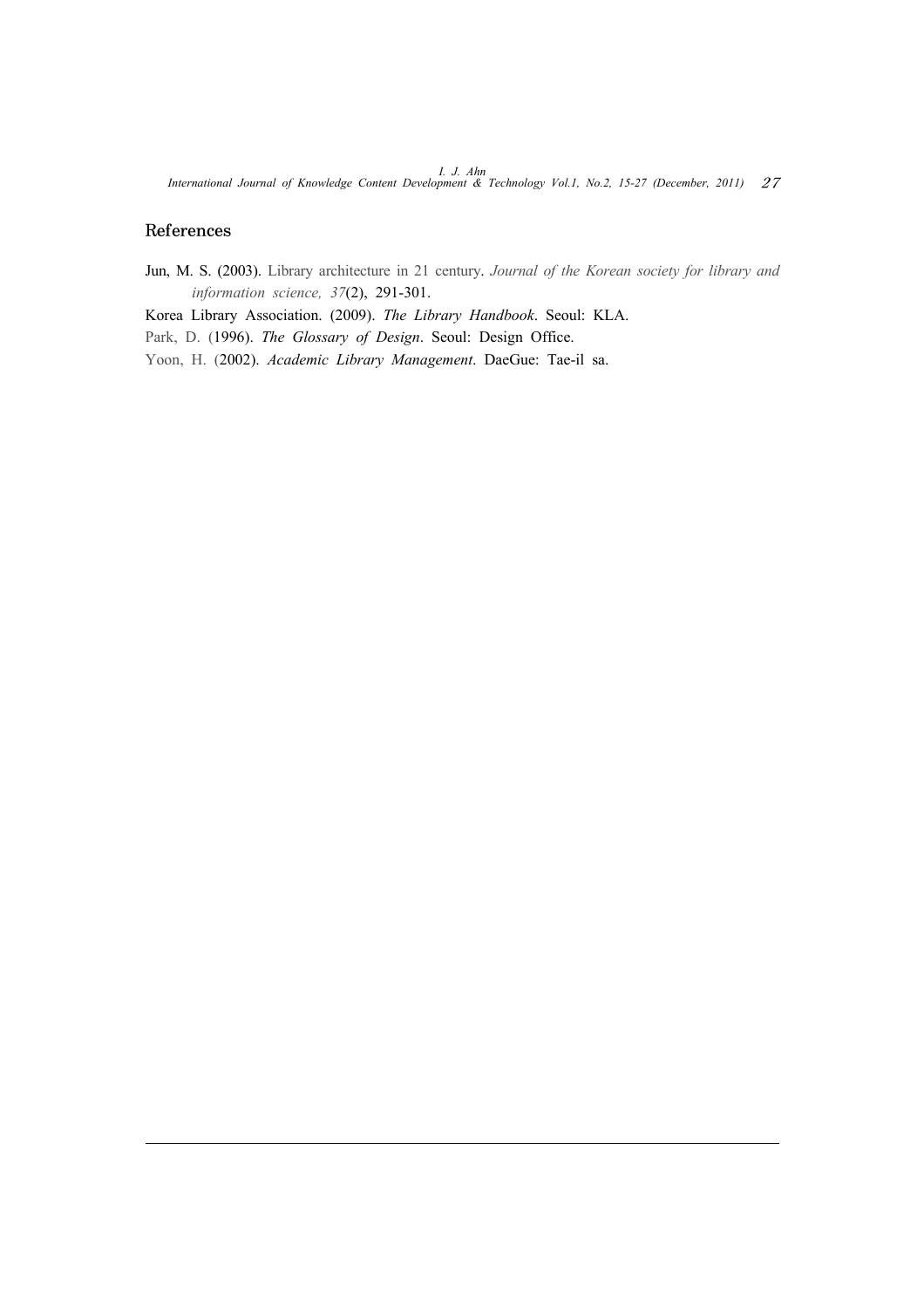## References

Jun, M. S. (2003). Library architecture in 21 century. *Journal of the Korean society for library and information science, 37*(2), 291-301.

Korea Library Association. (2009). *The Library Handbook*. Seoul: KLA.

Park, D. (1996). *The Glossary of Design*. Seoul: Design Office.

Yoon, H. (2002). *Academic Library Management*. DaeGue: Tae-il sa.